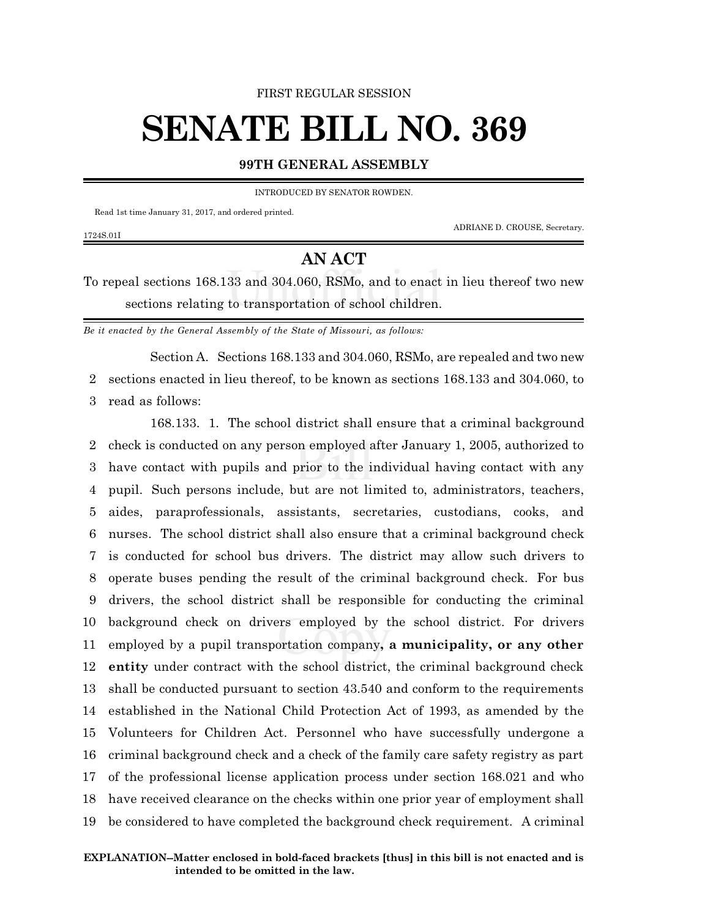FIRST REGULAR SESSION

# SENATE BILL NO. 369

**99TH GENERAL ASSEMBLY**

INTRODUCED BY SENATOR ROWDEN.

Read 1st time January 31, 2017, and ordered printed.

ADRIANE D. CROUSE, Secretary.

1724S.01I

## AN ACT

To repeal sections 168.133 and 304.060, RSMo, and to enact in lieu thereof two new sections relating to transportation of school children.

*Be it enacted by the General Assembly of the State of Missouri, as follows:*

Section A. Sections 168.133 and 304.060, RSMo, are repealed and two new sections enacted in lieu thereof, to be known as sections 168.133 and 304.060, to read as follows:

168.133. 1. The school district shall ensure that a criminal background check is conducted on any person employed after January 1, 2005, authorized to have contact with pupils and prior to the individual having contact with any pupil. Such persons include, but are not limited to, administrators, teachers, aides, paraprofessionals, assistants, secretaries, custodians, cooks, and nurses. The school district shall also ensure that a criminal background check is conducted for school bus drivers. The district may allow such drivers to operate buses pending the result of the criminal background check. For bus drivers, the school district shall be responsible for conducting the criminal background check on drivers employed by the school district. For drivers employed by a pupil transportation company**, a municipality, or any other entity** under contract with the school district, the criminal background check shall be conducted pursuant to section 43.540 and conform to the requirements established in the National Child Protection Act of 1993, as amended by the Volunteers for Children Act. Personnel who have successfully undergone a criminal background check and a check of the family care safety registry as part of the professional license application process under section 168.021 and who have received clearance on the checks within one prior year of employment shall be considered to have completed the background check requirement. A criminal

**EXPLANATION–Matter enclosed in bold-faced brackets [thus] in this bill is not enacted and is intended to be omitted in the law.**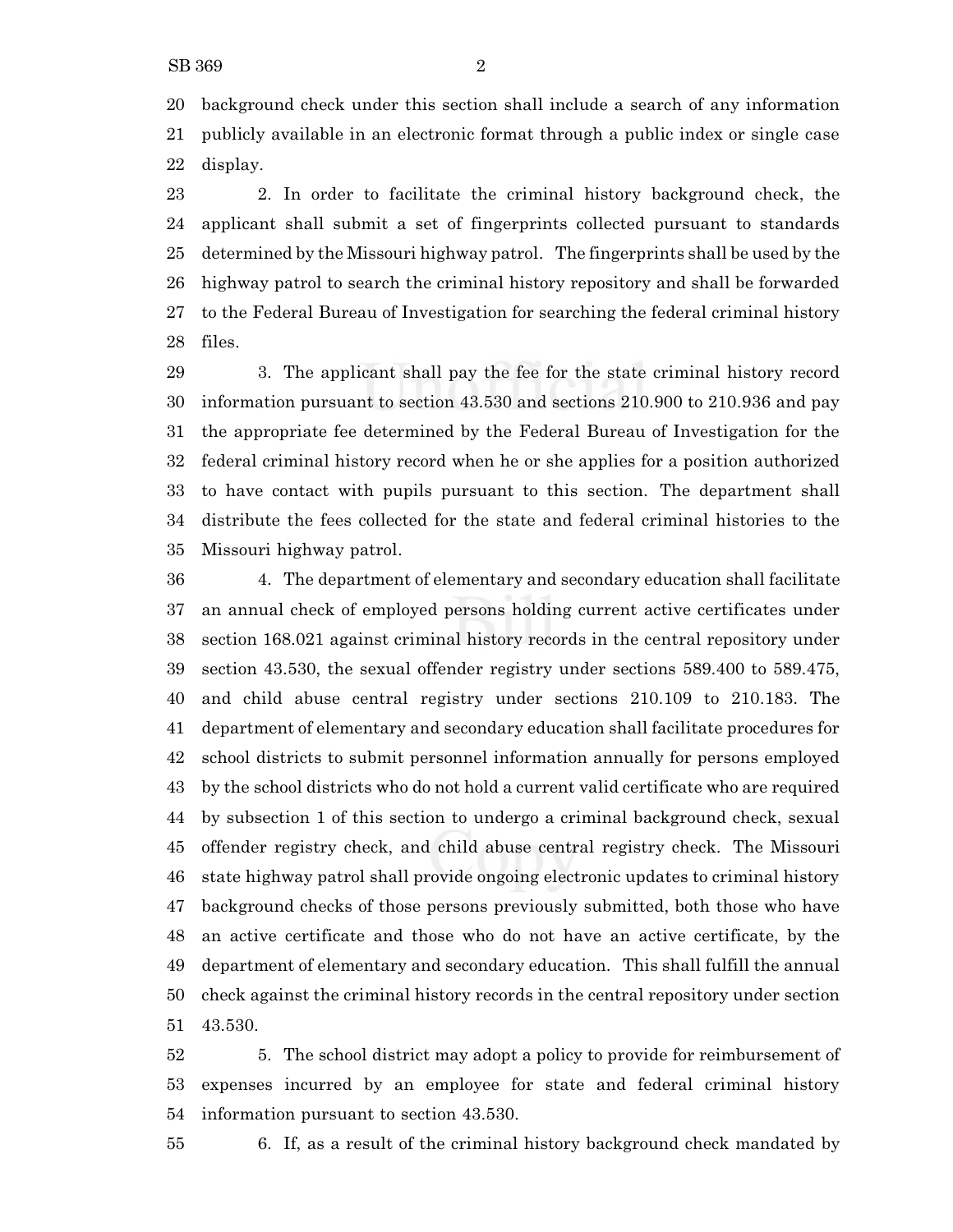background check under this section shall include a search of any information publicly available in an electronic format through a public index or single case display.

2. In order to facilitate the criminal history background check, the applicant shall submit a set of fingerprints collected pursuant to standards determined by the Missouri highway patrol. The fingerprints shall be used by the highway patrol to search the criminal history repository and shall be forwarded to the Federal Bureau of Investigation for searching the federal criminal history files.

3. The applicant shall pay the fee for the state criminal history record information pursuant to section 43.530 and sections 210.900 to 210.936 and pay the appropriate fee determined by the Federal Bureau of Investigation for the federal criminal history record when he or she applies for a position authorized to have contact with pupils pursuant to this section. The department shall distribute the fees collected for the state and federal criminal histories to the Missouri highway patrol.

4. The department of elementary and secondary education shall facilitate an annual check of employed persons holding current active certificates under section 168.021 against criminal history records in the central repository under section 43.530, the sexual offender registry under sections 589.400 to 589.475, and child abuse central registry under sections 210.109 to 210.183. The department of elementary and secondary education shall facilitate procedures for school districts to submit personnel information annually for persons employed by the school districts who do not hold a current valid certificate who are required by subsection 1 of this section to undergo a criminal background check, sexual offender registry check, and child abuse central registry check. The Missouri state highway patrol shall provide ongoing electronic updates to criminal history background checks of those persons previously submitted, both those who have an active certificate and those who do not have an active certificate, by the department of elementary and secondary education. This shall fulfill the annual check against the criminal history records in the central repository under section 43.530.

5. The school district may adopt a policy to provide for reimbursement of expenses incurred by an employee for state and federal criminal history information pursuant to section 43.530.

6. If, as a result of the criminal history background check mandated by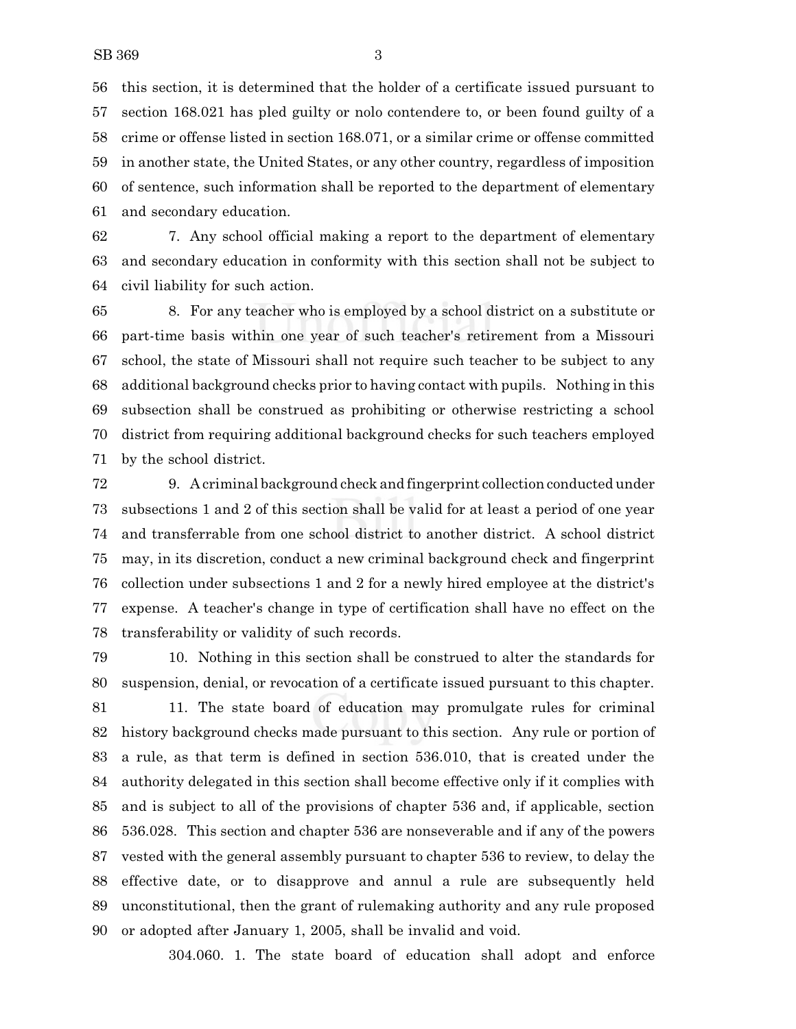this section, it is determined that the holder of a certificate issued pursuant to section 168.021 has pled guilty or nolo contendere to, or been found guilty of a crime or offense listed in section 168.071, or a similar crime or offense committed in another state, the United States, or any other country, regardless of imposition of sentence, such information shall be reported to the department of elementary and secondary education.

7. Any school official making a report to the department of elementary and secondary education in conformity with this section shall not be subject to civil liability for such action.

8. For any teacher who is employed by a school district on a substitute or part-time basis within one year of such teacher's retirement from a Missouri school, the state of Missouri shall not require such teacher to be subject to any additional background checks prior to having contact with pupils. Nothing in this subsection shall be construed as prohibiting or otherwise restricting a school district from requiring additional background checks for such teachers employed by the school district.

9. A criminal background check and fingerprint collection conducted under subsections 1 and 2 of this section shall be valid for at least a period of one year and transferrable from one school district to another district. A school district may, in its discretion, conduct a new criminal background check and fingerprint collection under subsections 1 and 2 for a newly hired employee at the district's expense. A teacher's change in type of certification shall have no effect on the transferability or validity of such records.

10. Nothing in this section shall be construed to alter the standards for suspension, denial, or revocation of a certificate issued pursuant to this chapter.

11. The state board of education may promulgate rules for criminal history background checks made pursuant to this section. Any rule or portion of a rule, as that term is defined in section 536.010, that is created under the authority delegated in this section shall become effective only if it complies with and is subject to all of the provisions of chapter 536 and, if applicable, section 536.028. This section and chapter 536 are nonseverable and if any of the powers vested with the general assembly pursuant to chapter 536 to review, to delay the effective date, or to disapprove and annul a rule are subsequently held unconstitutional, then the grant of rulemaking authority and any rule proposed or adopted after January 1, 2005, shall be invalid and void.

304.060. 1. The state board of education shall adopt and enforce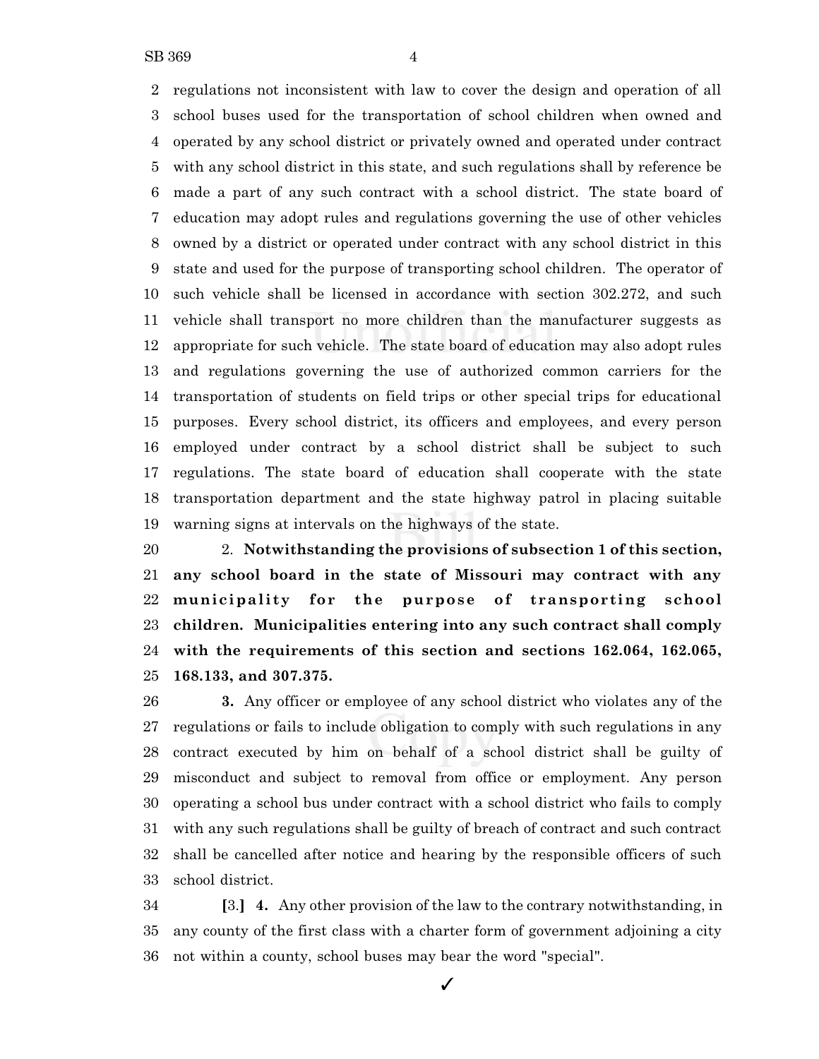regulations not inconsistent with law to cover the design and operation of all school buses used for the transportation of school children when owned and operated by any school district or privately owned and operated under contract with any school district in this state, and such regulations shall by reference be made a part of any such contract with a school district. The state board of education may adopt rules and regulations governing the use of other vehicles owned by a district or operated under contract with any school district in this state and used for the purpose of transporting school children. The operator of such vehicle shall be licensed in accordance with section 302.272, and such vehicle shall transport no more children than the manufacturer suggests as appropriate for such vehicle. The state board of education may also adopt rules and regulations governing the use of authorized common carriers for the transportation of students on field trips or other special trips for educational purposes. Every school district, its officers and employees, and every person employed under contract by a school district shall be subject to such regulations. The state board of education shall cooperate with the state transportation department and the state highway patrol in placing suitable warning signs at intervals on the highways of the state.

2. **Notwithstanding the provisions of subsection 1 of this section, any school board in the state of Missouri may contract with any municipality for the purpose of transporting school children. Municipalities entering into any such contract shall comply with the requirements of this section and sections 162.064, 162.065, 168.133, and 307.375.**

**3.** Any officer or employee of any school district who violates any of the regulations or fails to include obligation to comply with such regulations in any contract executed by him on behalf of a school district shall be guilty of misconduct and subject to removal from office or employment. Any person operating a school bus under contract with a school district who fails to comply with any such regulations shall be guilty of breach of contract and such contract shall be cancelled after notice and hearing by the responsible officers of such school district.

**[**3.**]** **4.** Any other provision of the law to the contrary notwithstanding, in any county of the first class with a charter form of government adjoining a city not within a county, school buses may bear the word "special".

✓